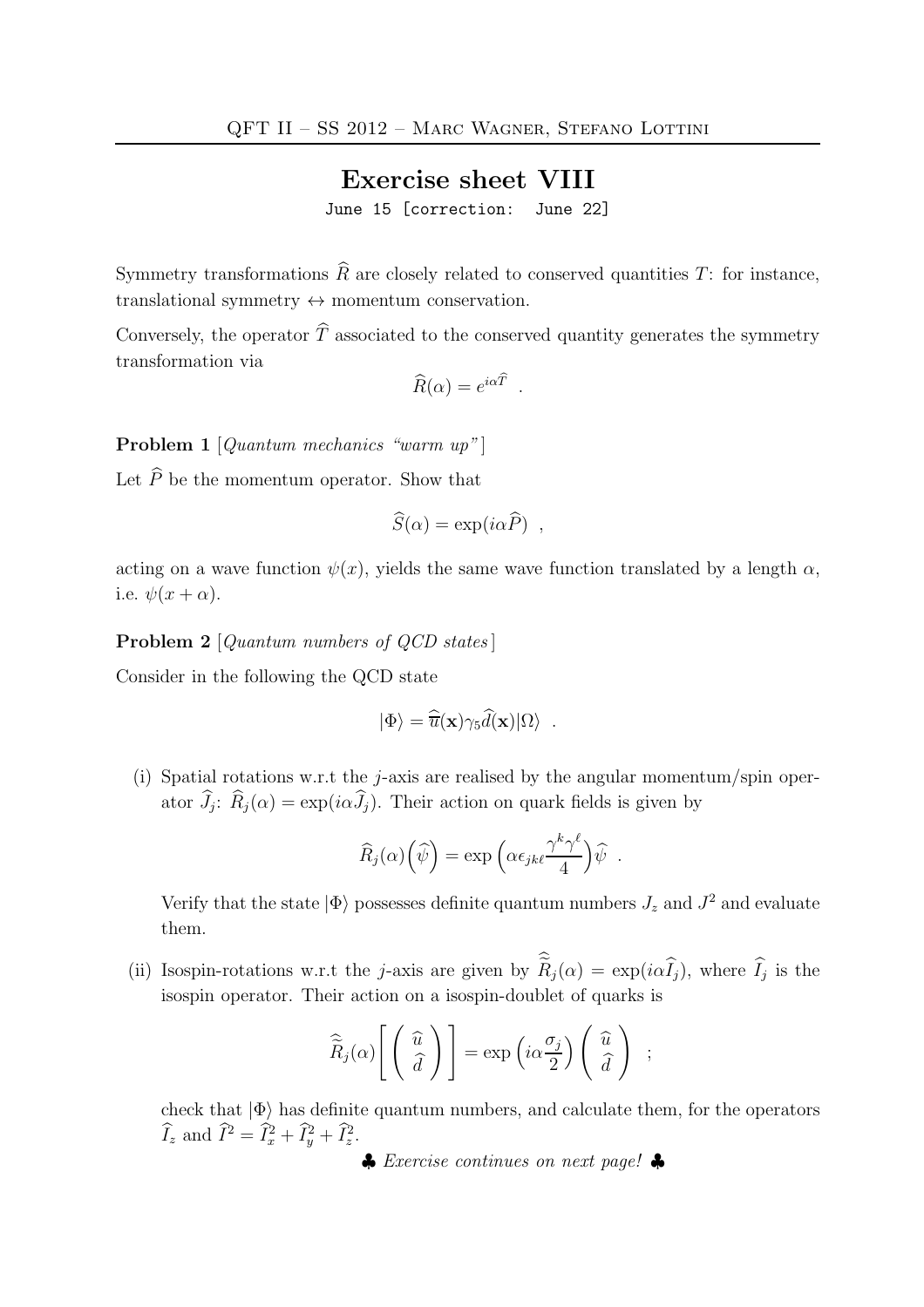# Exercise sheet VIII

June 15 [correction: June 22]

Symmetry transformations $\widehat{R}$ are closely related to conserved quantities $T$: for instance, translational symmetry $\leftrightarrow$ momentum conservation.

Conversely, the operator $\widehat{T}$ associated to the conserved quantity generates the symmetry transformation via

$$\widehat{R}(\alpha) = e^{i\alpha\widehat{T}} \quad .$$

**Problem 1** [*Quantum mechanics "warm up"*]

Let $\widehat{P}$ be the momentum operator. Show that

$$\widehat{S}(\alpha) = \exp(i\alpha\widehat{P}) \quad ,$$

acting on a wave function $\psi(x)$, yields the same wave function translated by a length $\alpha$, i.e. $\psi(x + \alpha)$.

**Problem 2** [*Quantum numbers of QCD states*]

Consider in the following the QCD state

$$|\Phi\rangle = \widehat{\overline{u}}(\mathbf{x})\gamma_5\widehat{d}(\mathbf{x})|\Omega\rangle \quad .$$

(i) Spatial rotations w.r.t the $j$-axis are realised by the angular momentum/spin operator $\widehat{J}_j$: $\widehat{R}_j(\alpha) = \exp(i\alpha\widehat{J}_j)$. Their action on quark fields is given by

$$\widehat{R}_j(\alpha)\Big(\widehat{\psi}\Big) = \exp\left(\alpha\epsilon_{jk\ell}\frac{\gamma^k\gamma^\ell}{4}\right)\widehat{\psi} \quad .$$

Verify that the state $|\Phi\rangle$ possesses definite quantum numbers $J_z$ and $J^2$ and evaluate them.

(ii) Isospin-rotations w.r.t the $j$-axis are given by $\widehat{\widehat{R}}_j(\alpha) = \exp(i\alpha\widehat{I}_j)$, where $\widehat{I}_j$ is the isospin operator. Their action on a isospin-doublet of quarks is

$$\widehat{\widehat{R}}_j(\alpha)\left[\begin{pmatrix} \widehat{u} \\ \widehat{d} \end{pmatrix}\right] = \exp\left(i\alpha\frac{\sigma_j}{2}\right)\begin{pmatrix} \widehat{u} \\ \widehat{d} \end{pmatrix} \quad ;$$

check that $|\Phi\rangle$ has definite quantum numbers, and calculate them, for the operators $\widehat{I}_z$ and $\widehat{I}^2 = \widehat{I}_x^2 + \widehat{I}_y^2 + \widehat{I}_z^2$.

♣ *Exercise continues on next page!* ♣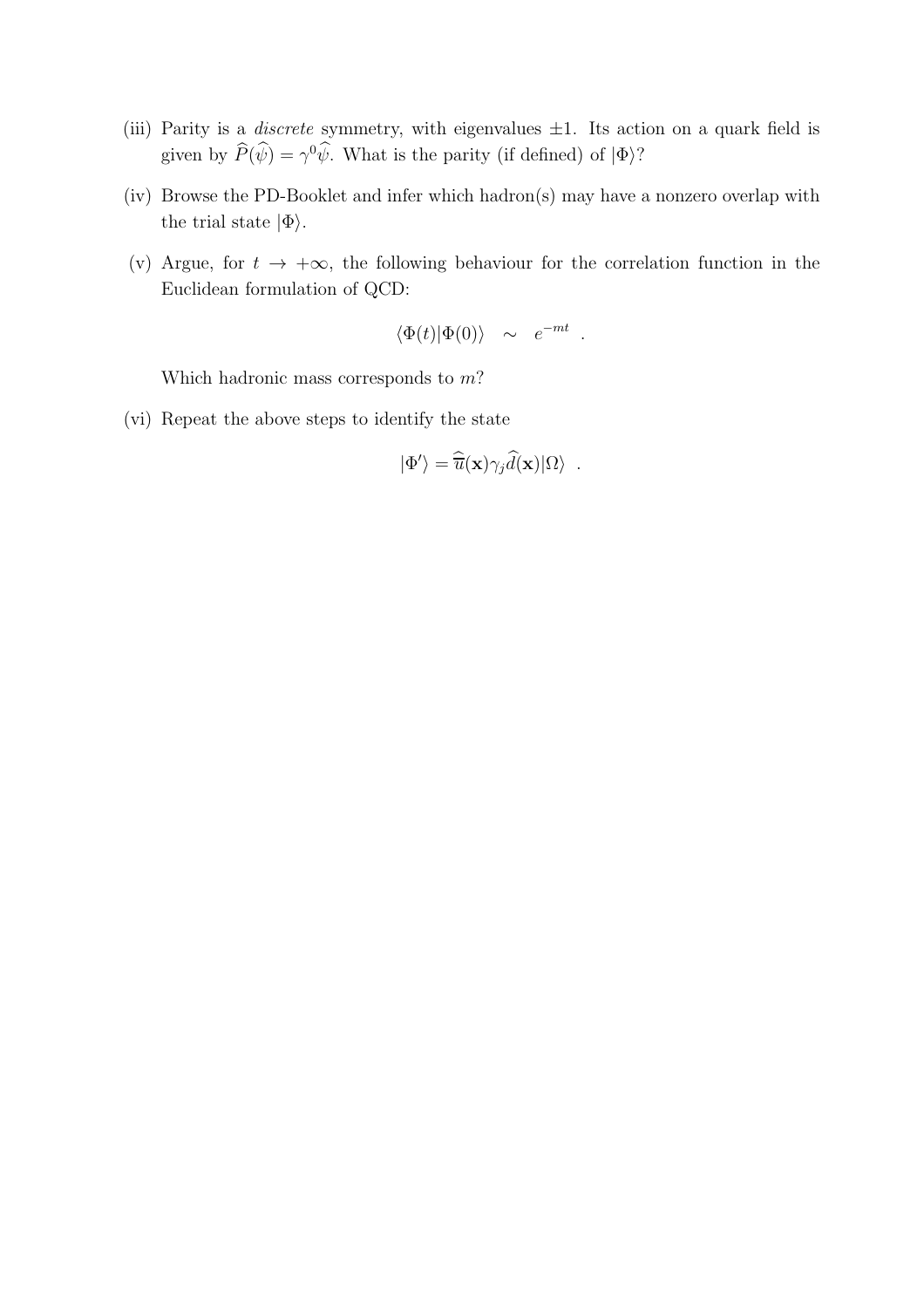(iii) Parity is a *discrete* symmetry, with eigenvalues $\pm 1$. Its action on a quark field is given by $\widehat{P}(\widehat{\psi}) = \gamma^0 \widehat{\psi}$. What is the parity (if defined) of $|\Phi\rangle$?

(iv) Browse the PD-Booklet and infer which hadron(s) may have a nonzero overlap with the trial state $|\Phi\rangle$.

(v) Argue, for $t \to +\infty$, the following behaviour for the correlation function in the Euclidean formulation of QCD:

$$\langle \Phi(t) | \Phi(0) \rangle \quad \sim \quad e^{-mt} \quad .$$

Which hadronic mass corresponds to $m$?

(vi) Repeat the above steps to identify the state

$$|\Phi'\rangle = \widehat{\overline{u}}(\mathbf{x}) \gamma_j \widehat{d}(\mathbf{x}) |\Omega\rangle \quad .$$